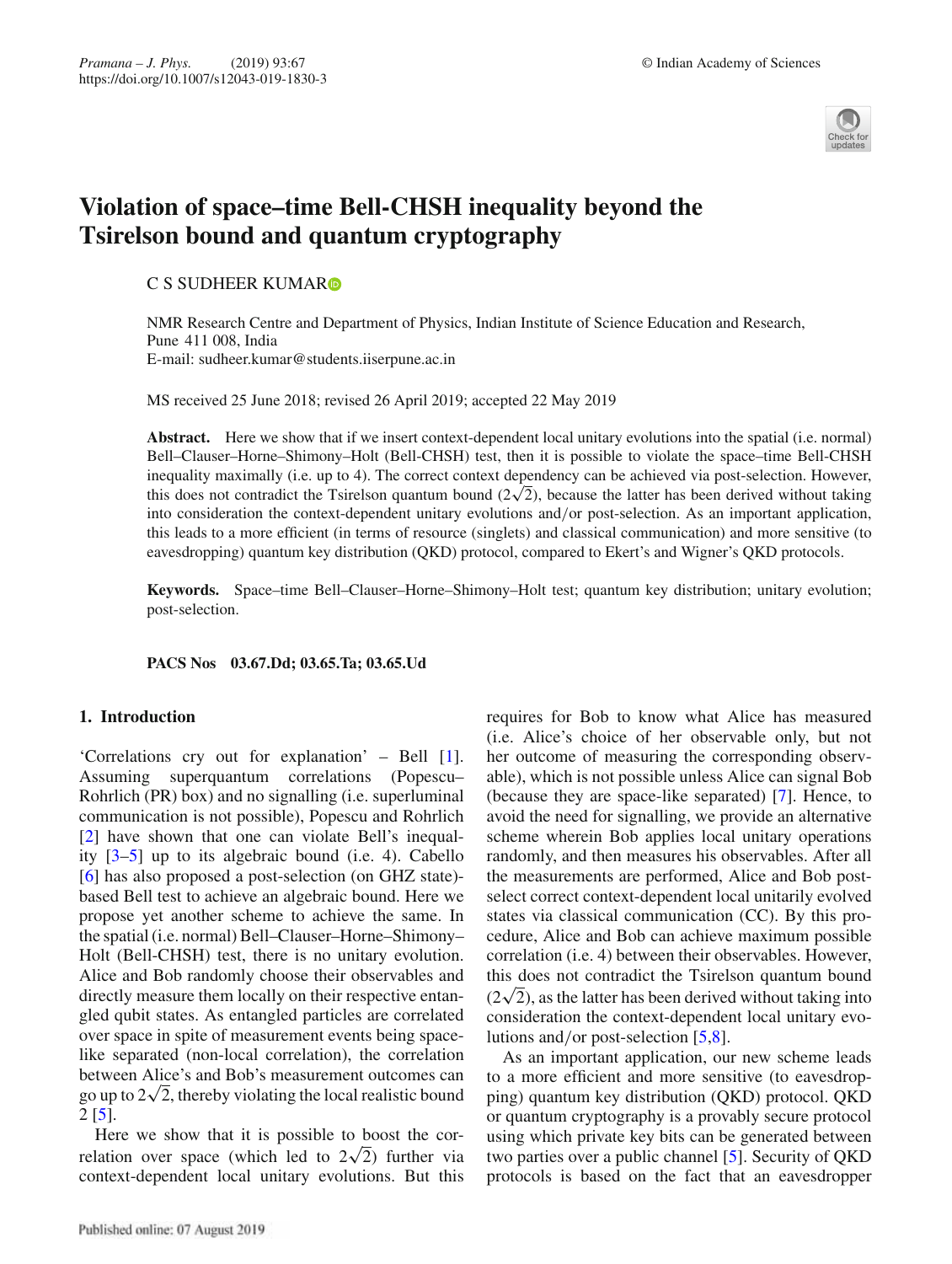# Violation of space–time Bell-CHSH inequality beyond the Tsirelson bound and quantum cryptography

C S SUDHEER KUMAR

NMR Research Centre and Department of Physics, Indian Institute of Science Education and Research, Pune 411 008, India
E-mail: sudheer.kumar@students.iiserpune.ac.in

MS received 25 June 2018; revised 26 April 2019; accepted 22 May 2019

**Abstract.** Here we show that if we insert context-dependent local unitary evolutions into the spatial (i.e. normal) Bell–Clauser–Horne–Shimony–Holt (Bell-CHSH) test, then it is possible to violate the space–time Bell-CHSH inequality maximally (i.e. up to 4). The correct context dependency can be achieved via post-selection. However, this does not contradict the Tsirelson quantum bound ($2\sqrt{2}$), because the latter has been derived without taking into consideration the context-dependent unitary evolutions and/or post-selection. As an important application, this leads to a more efficient (in terms of resource (singlets) and classical communication) and more sensitive (to eavesdropping) quantum key distribution (QKD) protocol, compared to Ekert's and Wigner's QKD protocols.

**Keywords.** Space–time Bell–Clauser–Horne–Shimony–Holt test; quantum key distribution; unitary evolution; post-selection.

**PACS Nos** 03.67.Dd; 03.65.Ta; 03.65.Ud

## 1. Introduction

'Correlations cry out for explanation' – Bell [1]. Assuming superquantum correlations (Popescu–Rohrlich (PR) box) and no signalling (i.e. superluminal communication is not possible), Popescu and Rohrlich [2] have shown that one can violate Bell's inequality [3–5] up to its algebraic bound (i.e. 4). Cabello [6] has also proposed a post-selection (on GHZ state)-based Bell test to achieve an algebraic bound. Here we propose yet another scheme to achieve the same. In the spatial (i.e. normal) Bell–Clauser–Horne–Shimony–Holt (Bell-CHSH) test, there is no unitary evolution. Alice and Bob randomly choose their observables and directly measure them locally on their respective entangled qubit states. As entangled particles are correlated over space in spite of measurement events being space-like separated (non-local correlation), the correlation between Alice's and Bob's measurement outcomes can go up to $2\sqrt{2}$, thereby violating the local realistic bound 2 [5].

Here we show that it is possible to boost the correlation over space (which led to $2\sqrt{2}$) further via context-dependent local unitary evolutions. But this requires for Bob to know what Alice has measured (i.e. Alice's choice of her observable only, but not her outcome of measuring the corresponding observable), which is not possible unless Alice can signal Bob (because they are space-like separated) [7]. Hence, to avoid the need for signalling, we provide an alternative scheme wherein Bob applies local unitary operations randomly, and then measures his observables. After all the measurements are performed, Alice and Bob post-select correct context-dependent local unitarily evolved states via classical communication (CC). By this procedure, Alice and Bob can achieve maximum possible correlation (i.e. 4) between their observables. However, this does not contradict the Tsirelson quantum bound ($2\sqrt{2}$), as the latter has been derived without taking into consideration the context-dependent local unitary evolutions and/or post-selection [5,8].

As an important application, our new scheme leads to a more efficient and more sensitive (to eavesdropping) quantum key distribution (QKD) protocol. QKD or quantum cryptography is a provably secure protocol using which private key bits can be generated between two parties over a public channel [5]. Security of QKD protocols is based on the fact that an eavesdropper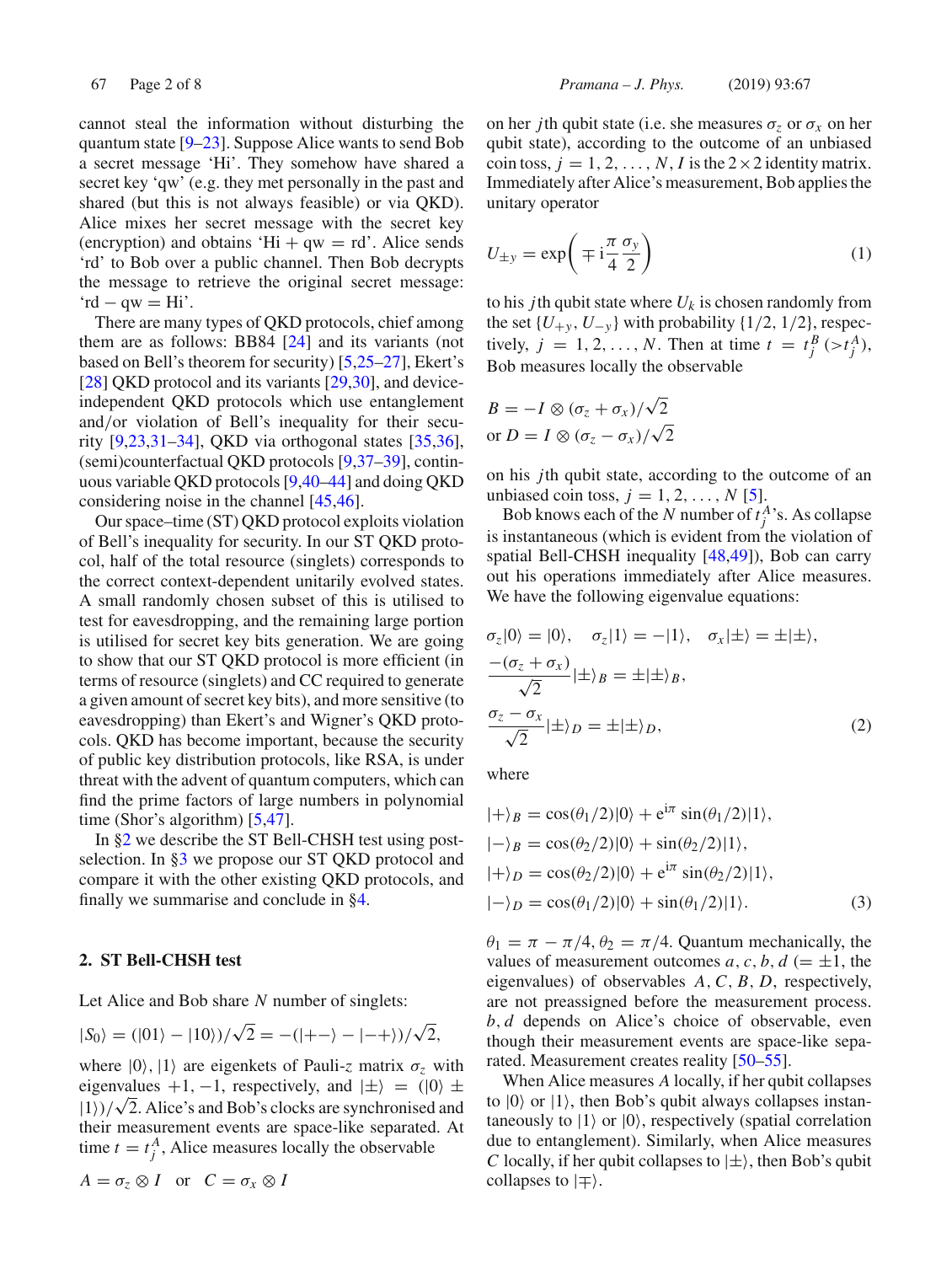cannot steal the information without disturbing the quantum state [9–23]. Suppose Alice wants to send Bob a secret message 'Hi'. They somehow have shared a secret key 'qw' (e.g. they met personally in the past and shared (but this is not always feasible) or via QKD). Alice mixes her secret message with the secret key (encryption) and obtains 'Hi + qw = rd'. Alice sends 'rd' to Bob over a public channel. Then Bob decrypts the message to retrieve the original secret message: 'rd − qw = Hi'.

There are many types of QKD protocols, chief among them are as follows: BB84 [24] and its variants (not based on Bell's theorem for security) [5,25–27], Ekert's [28] QKD protocol and its variants [29,30], and device-independent QKD protocols which use entanglement and/or violation of Bell's inequality for their security [9,23,31–34], QKD via orthogonal states [35,36], (semi)counterfactual QKD protocols [9,37–39], continuous variable QKD protocols [9,40–44] and doing QKD considering noise in the channel [45,46].

Our space–time (ST) QKD protocol exploits violation of Bell's inequality for security. In our ST QKD protocol, half of the total resource (singlets) corresponds to the correct context-dependent unitarily evolved states. A small randomly chosen subset of this is utilised to test for eavesdropping, and the remaining large portion is utilised for secret key bits generation. We are going to show that our ST QKD protocol is more efficient (in terms of resource (singlets) and CC required to generate a given amount of secret key bits), and more sensitive (to eavesdropping) than Ekert's and Wigner's QKD protocols. QKD has become important, because the security of public key distribution protocols, like RSA, is under threat with the advent of quantum computers, which can find the prime factors of large numbers in polynomial time (Shor's algorithm) [5,47].

In §2 we describe the ST Bell-CHSH test using post-selection. In §3 we propose our ST QKD protocol and compare it with the other existing QKD protocols, and finally we summarise and conclude in §4.

## 2. ST Bell-CHSH test

Let Alice and Bob share $N$ number of singlets:

$$|S_0\rangle = (|01\rangle - |10\rangle)/\sqrt{2} = -(|+-\rangle - |-+\rangle)/\sqrt{2},$$

where $|0\rangle, |1\rangle$ are eigenkets of Pauli-$z$ matrix $\sigma_z$ with eigenvalues $+1, -1$, respectively, and $|\pm\rangle = (|0\rangle \pm |1\rangle)/\sqrt{2}$. Alice's and Bob's clocks are synchronised and their measurement events are space-like separated. At time $t = t_j^A$, Alice measures locally the observable

$$A = \sigma_z \otimes I \quad \text{or} \quad C = \sigma_x \otimes I$$

on her $j$th qubit state (i.e. she measures $\sigma_z$ or $\sigma_x$ on her qubit state), according to the outcome of an unbiased coin toss, $j = 1, 2, \ldots, N$, $I$ is the $2 \times 2$ identity matrix. Immediately after Alice's measurement, Bob applies the unitary operator

$$U_{\pm y} = \exp\left(\mp \mathrm{i}\frac{\pi}{4}\frac{\sigma_y}{2}\right) \tag{1}$$

to his $j$th qubit state where $U_k$ is chosen randomly from the set $\{U_{+y}, U_{-y}\}$ with probability $\{1/2, 1/2\}$, respectively, $j = 1, 2, \ldots, N$. Then at time $t = t_j^B\ (> t_j^A)$, Bob measures locally the observable

$$B = -I \otimes (\sigma_z + \sigma_x)/\sqrt{2}$$
$$\text{or } D = I \otimes (\sigma_z - \sigma_x)/\sqrt{2}$$

on his $j$th qubit state, according to the outcome of an unbiased coin toss, $j = 1, 2, \ldots, N$ [5].

Bob knows each of the $N$ number of $t_j^A$'s. As collapse is instantaneous (which is evident from the violation of spatial Bell-CHSH inequality [48,49]), Bob can carry out his operations immediately after Alice measures. We have the following eigenvalue equations:

$$\begin{aligned}
&\sigma_z|0\rangle = |0\rangle, \quad \sigma_z|1\rangle = -|1\rangle, \quad \sigma_x|\pm\rangle = \pm|\pm\rangle, \\
&\frac{-(\sigma_z + \sigma_x)}{\sqrt{2}}|\pm\rangle_B = \pm|\pm\rangle_B, \\
&\frac{\sigma_z - \sigma_x}{\sqrt{2}}|\pm\rangle_D = \pm|\pm\rangle_D,
\end{aligned} \tag{2}$$

where

$$\begin{aligned}
|+\rangle_B &= \cos(\theta_1/2)|0\rangle + \mathrm{e}^{\mathrm{i}\pi}\sin(\theta_1/2)|1\rangle, \\
|-\rangle_B &= \cos(\theta_2/2)|0\rangle + \sin(\theta_2/2)|1\rangle, \\
|+\rangle_D &= \cos(\theta_2/2)|0\rangle + \mathrm{e}^{\mathrm{i}\pi}\sin(\theta_2/2)|1\rangle, \\
|-\rangle_D &= \cos(\theta_1/2)|0\rangle + \sin(\theta_1/2)|1\rangle.
\end{aligned} \tag{3}$$

$\theta_1 = \pi - \pi/4$, $\theta_2 = \pi/4$. Quantum mechanically, the values of measurement outcomes $a, c, b, d$ ($= \pm 1$, the eigenvalues) of observables $A, C, B, D$, respectively, are not preassigned before the measurement process. $b, d$ depends on Alice's choice of observable, even though their measurement events are space-like separated. Measurement creates reality [50–55].

When Alice measures $A$ locally, if her qubit collapses to $|0\rangle$ or $|1\rangle$, then Bob's qubit always collapses instantaneously to $|1\rangle$ or $|0\rangle$, respectively (spatial correlation due to entanglement). Similarly, when Alice measures $C$ locally, if her qubit collapses to $|\pm\rangle$, then Bob's qubit collapses to $|\mp\rangle$.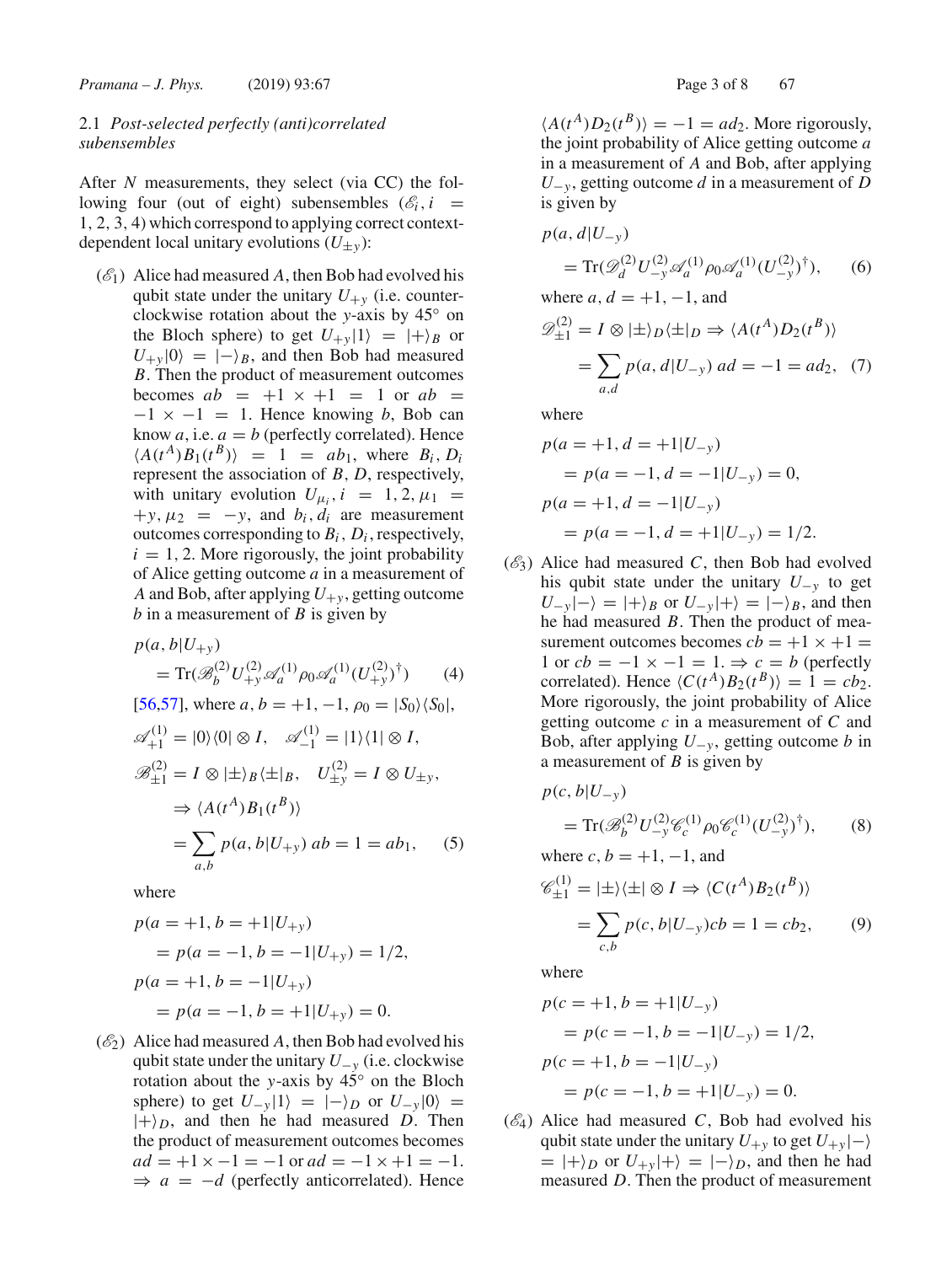### 2.1 *Post-selected perfectly (anti)correlated subensembles*

After $N$ measurements, they select (via CC) the following four (out of eight) subensembles ($\mathscr{E}_i, i = 1, 2, 3, 4$) which correspond to applying correct context-dependent local unitary evolutions ($U_{\pm y}$):

($\mathscr{E}_1$) Alice had measured $A$, then Bob had evolved his qubit state under the unitary $U_{+y}$ (i.e. counter-clockwise rotation about the $y$-axis by 45° on the Bloch sphere) to get $U_{+y}|1\rangle = |+\rangle_B$ or $U_{+y}|0\rangle = |-\rangle_B$, and then Bob had measured $B$. Then the product of measurement outcomes becomes $ab = +1 \times +1 = 1$ or $ab = -1 \times -1 = 1$. Hence knowing $b$, Bob can know $a$, i.e. $a = b$ (perfectly correlated). Hence $\langle A(t^A)B_1(t^B)\rangle = 1 = ab_1$, where $B_i, D_i$ represent the association of $B$, $D$, respectively, with unitary evolution $U_{\mu_i}, i = 1, 2, \mu_1 = +y, \mu_2 = -y$, and $b_i, d_i$ are measurement outcomes corresponding to $B_i, D_i$, respectively, $i = 1, 2$. More rigorously, the joint probability of Alice getting outcome $a$ in a measurement of $A$ and Bob, after applying $U_{+y}$, getting outcome $b$ in a measurement of $B$ is given by

$$p(a, b|U_{+y}) = \mathrm{Tr}(\mathscr{B}_b^{(2)} U_{+y}^{(2)} \mathscr{A}_a^{(1)} \rho_0 \mathscr{A}_a^{(1)} (U_{+y}^{(2)})^\dagger) \qquad (4)$$

[56,57], where $a, b = +1, -1$, $\rho_0 = |S_0\rangle\langle S_0|$,

$$\mathscr{A}_{+1}^{(1)} = |0\rangle\langle 0| \otimes I, \quad \mathscr{A}_{-1}^{(1)} = |1\rangle\langle 1| \otimes I,$$

$$\mathscr{B}_{\pm 1}^{(2)} = I \otimes |\pm\rangle_B\langle\pm|_B, \quad U_{\pm y}^{(2)} = I \otimes U_{\pm y},$$

$$\Rightarrow \langle A(t^A)B_1(t^B)\rangle = \sum_{a,b} p(a, b|U_{+y})\, ab = 1 = ab_1, \qquad (5)$$

where

$$p(a = +1, b = +1|U_{+y}) = p(a = -1, b = -1|U_{+y}) = 1/2,$$

$$p(a = +1, b = -1|U_{+y}) = p(a = -1, b = +1|U_{+y}) = 0.$$

($\mathscr{E}_2$) Alice had measured $A$, then Bob had evolved his qubit state under the unitary $U_{-y}$ (i.e. clockwise rotation about the $y$-axis by 45° on the Bloch sphere) to get $U_{-y}|1\rangle = |-\rangle_D$ or $U_{-y}|0\rangle = |+\rangle_D$, and then he had measured $D$. Then the product of measurement outcomes becomes $ad = +1 \times -1 = -1$ or $ad = -1 \times +1 = -1$. $\Rightarrow a = -d$ (perfectly anticorrelated). Hence $\langle A(t^A)D_2(t^B)\rangle = -1 = ad_2$. More rigorously, the joint probability of Alice getting outcome $a$ in a measurement of $A$ and Bob, after applying $U_{-y}$, getting outcome $d$ in a measurement of $D$ is given by

$$p(a, d|U_{-y}) = \mathrm{Tr}(\mathscr{D}_d^{(2)} U_{-y}^{(2)} \mathscr{A}_a^{(1)} \rho_0 \mathscr{A}_a^{(1)} (U_{-y}^{(2)})^\dagger), \qquad (6)$$

where $a, d = +1, -1$, and

$$\mathscr{D}_{\pm 1}^{(2)} = I \otimes |\pm\rangle_D\langle\pm|_D \Rightarrow \langle A(t^A)D_2(t^B)\rangle = \sum_{a,d} p(a, d|U_{-y})\, ad = -1 = ad_2, \quad (7)$$

where

$$p(a = +1, d = +1|U_{-y}) = p(a = -1, d = -1|U_{-y}) = 0,$$

$$p(a = +1, d = -1|U_{-y}) = p(a = -1, d = +1|U_{-y}) = 1/2.$$

($\mathscr{E}_3$) Alice had measured $C$, then Bob had evolved his qubit state under the unitary $U_{-y}$ to get $U_{-y}|-\rangle = |+\rangle_B$ or $U_{-y}|+\rangle = |-\rangle_B$, and then he had measured $B$. Then the product of measurement outcomes becomes $cb = +1 \times +1 = 1$ or $cb = -1 \times -1 = 1$. $\Rightarrow c = b$ (perfectly correlated). Hence $\langle C(t^A)B_2(t^B)\rangle = 1 = cb_2$. More rigorously, the joint probability of Alice getting outcome $c$ in a measurement of $C$ and Bob, after applying $U_{-y}$, getting outcome $b$ in a measurement of $B$ is given by

$$p(c, b|U_{-y}) = \mathrm{Tr}(\mathscr{B}_b^{(2)} U_{-y}^{(2)} \mathscr{C}_c^{(1)} \rho_0 \mathscr{C}_c^{(1)} (U_{-y}^{(2)})^\dagger), \qquad (8)$$

where $c, b = +1, -1$, and

$$\mathscr{C}_{\pm 1}^{(1)} = |\pm\rangle\langle\pm| \otimes I \Rightarrow \langle C(t^A)B_2(t^B)\rangle = \sum_{c,b} p(c, b|U_{-y})cb = 1 = cb_2, \qquad (9)$$

where

$$p(c = +1, b = +1|U_{-y}) = p(c = -1, b = -1|U_{-y}) = 1/2,$$

$$p(c = +1, b = -1|U_{-y}) = p(c = -1, b = +1|U_{-y}) = 0.$$

($\mathscr{E}_4$) Alice had measured $C$, Bob had evolved his qubit state under the unitary $U_{+y}$ to get $U_{+y}|-\rangle = |+\rangle_D$ or $U_{+y}|+\rangle = |-\rangle_D$, and then he had measured $D$. Then the product of measurement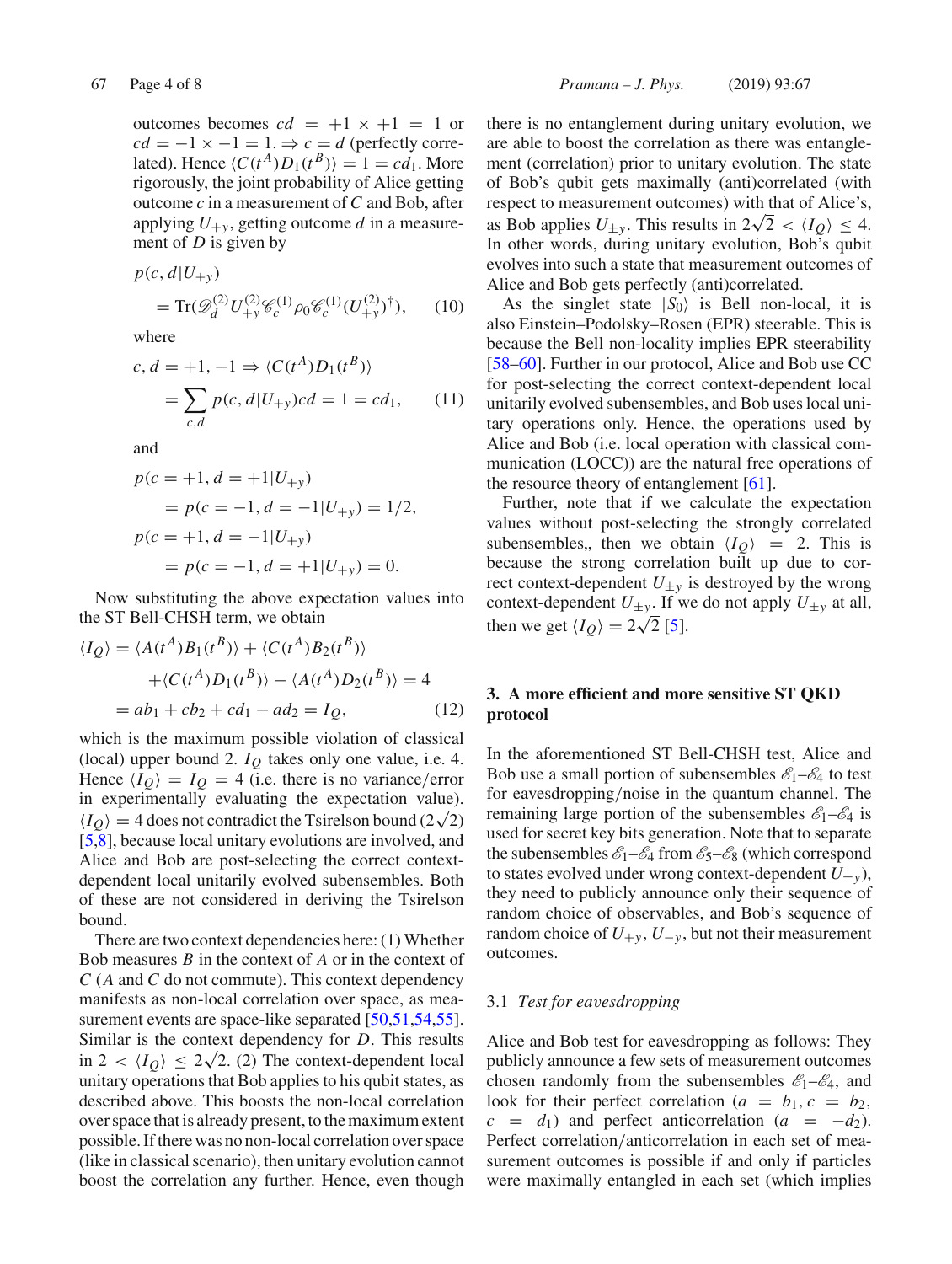outcomes becomes $cd = +1 \times +1 = 1$ or $cd = -1 \times -1 = 1$. $\Rightarrow c = d$ (perfectly correlated). Hence $\langle C(t^A)D_1(t^B)\rangle = 1 = cd_1$. More rigorously, the joint probability of Alice getting outcome $c$ in a measurement of $C$ and Bob, after applying $U_{+y}$, getting outcome $d$ in a measurement of $D$ is given by

$$p(c, d|U_{+y}) = \mathrm{Tr}(\mathscr{D}_d^{(2)} U_{+y}^{(2)} \mathscr{C}_c^{(1)} \rho_0 \mathscr{C}_c^{(1)} (U_{+y}^{(2)})^{\dagger}), \tag{10}$$

where

$$c, d = +1, -1 \Rightarrow \langle C(t^A)D_1(t^B)\rangle = \sum_{c,d} p(c, d|U_{+y})cd = 1 = cd_1, \tag{11}$$

and

$$p(c = +1, d = +1|U_{+y}) = p(c = -1, d = -1|U_{+y}) = 1/2,$$
$$p(c = +1, d = -1|U_{+y}) = p(c = -1, d = +1|U_{+y}) = 0.$$

Now substituting the above expectation values into the ST Bell-CHSH term, we obtain

$$\langle I_Q\rangle = \langle A(t^A)B_1(t^B)\rangle + \langle C(t^A)B_2(t^B)\rangle + \langle C(t^A)D_1(t^B)\rangle - \langle A(t^A)D_2(t^B)\rangle = 4 = ab_1 + cb_2 + cd_1 - ad_2 = I_Q, \tag{12}$$

which is the maximum possible violation of classical (local) upper bound 2. $I_Q$ takes only one value, i.e. 4. Hence $\langle I_Q\rangle = I_Q = 4$ (i.e. there is no variance/error in experimentally evaluating the expectation value). $\langle I_Q\rangle = 4$ does not contradict the Tsirelson bound ($2\sqrt{2}$) [5,8], because local unitary evolutions are involved, and Alice and Bob are post-selecting the correct context-dependent local unitarily evolved subensembles. Both of these are not considered in deriving the Tsirelson bound.

There are two context dependencies here: (1) Whether Bob measures $B$ in the context of $A$ or in the context of $C$ ($A$ and $C$ do not commute). This context dependency manifests as non-local correlation over space, as measurement events are space-like separated [50,51,54,55]. Similar is the context dependency for $D$. This results in $2 < \langle I_Q\rangle \leq 2\sqrt{2}$. (2) The context-dependent local unitary operations that Bob applies to his qubit states, as described above. This boosts the non-local correlation over space that is already present, to the maximum extent possible. If there was no non-local correlation over space (like in classical scenario), then unitary evolution cannot boost the correlation any further. Hence, even though there is no entanglement during unitary evolution, we are able to boost the correlation as there was entanglement (correlation) prior to unitary evolution. The state of Bob's qubit gets maximally (anti)correlated (with respect to measurement outcomes) with that of Alice's, as Bob applies $U_{\pm y}$. This results in $2\sqrt{2} < \langle I_Q\rangle \leq 4$. In other words, during unitary evolution, Bob's qubit evolves into such a state that measurement outcomes of Alice and Bob gets perfectly (anti)correlated.

As the singlet state $|S_0\rangle$ is Bell non-local, it is also Einstein–Podolsky–Rosen (EPR) steerable. This is because the Bell non-locality implies EPR steerability [58–60]. Further in our protocol, Alice and Bob use CC for post-selecting the correct context-dependent local unitarily evolved subensembles, and Bob uses local unitary operations only. Hence, the operations used by Alice and Bob (i.e. local operation with classical communication (LOCC)) are the natural free operations of the resource theory of entanglement [61].

Further, note that if we calculate the expectation values without post-selecting the strongly correlated subensembles,, then we obtain $\langle I_Q\rangle = 2$. This is because the strong correlation built up due to correct context-dependent $U_{\pm y}$ is destroyed by the wrong context-dependent $U_{\pm y}$. If we do not apply $U_{\pm y}$ at all, then we get $\langle I_Q\rangle = 2\sqrt{2}$ [5].

## 3. A more efficient and more sensitive ST QKD protocol

In the aforementioned ST Bell-CHSH test, Alice and Bob use a small portion of subensembles $\mathscr{E}_1$–$\mathscr{E}_4$ to test for eavesdropping/noise in the quantum channel. The remaining large portion of the subensembles $\mathscr{E}_1$–$\mathscr{E}_4$ is used for secret key bits generation. Note that to separate the subensembles $\mathscr{E}_1$–$\mathscr{E}_4$ from $\mathscr{E}_5$–$\mathscr{E}_8$ (which correspond to states evolved under wrong context-dependent $U_{\pm y}$), they need to publicly announce only their sequence of random choice of observables, and Bob's sequence of random choice of $U_{+y}$, $U_{-y}$, but not their measurement outcomes.

### 3.1 *Test for eavesdropping*

Alice and Bob test for eavesdropping as follows: They publicly announce a few sets of measurement outcomes chosen randomly from the subensembles $\mathscr{E}_1$–$\mathscr{E}_4$, and look for their perfect correlation ($a = b_1$, $c = b_2$, $c = d_1$) and perfect anticorrelation ($a = -d_2$). Perfect correlation/anticorrelation in each set of measurement outcomes is possible if and only if particles were maximally entangled in each set (which implies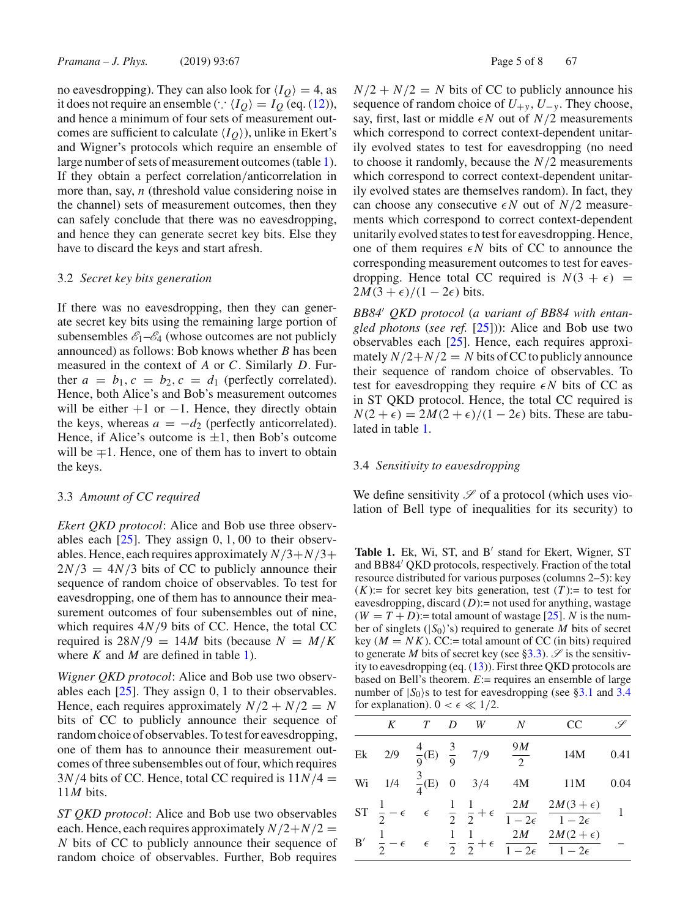no eavesdropping). They can also look for $\langle I_Q \rangle = 4$, as it does not require an ensemble ($\because \langle I_Q \rangle = I_Q$ (eq. (12)), and hence a minimum of four sets of measurement outcomes are sufficient to calculate $\langle I_Q \rangle$), unlike in Ekert's and Wigner's protocols which require an ensemble of large number of sets of measurement outcomes (table 1). If they obtain a perfect correlation/anticorrelation in more than, say, $n$ (threshold value considering noise in the channel) sets of measurement outcomes, then they can safely conclude that there was no eavesdropping, and hence they can generate secret key bits. Else they have to discard the keys and start afresh.

### 3.2 *Secret key bits generation*

If there was no eavesdropping, then they can generate secret key bits using the remaining large portion of subensembles $\mathscr{E}_1$–$\mathscr{E}_4$ (whose outcomes are not publicly announced) as follows: Bob knows whether $B$ has been measured in the context of $A$ or $C$. Similarly $D$. Further $a = b_1, c = b_2, c = d_1$ (perfectly correlated). Hence, both Alice's and Bob's measurement outcomes will be either $+1$ or $-1$. Hence, they directly obtain the keys, whereas $a = -d_2$ (perfectly anticorrelated). Hence, if Alice's outcome is $\pm 1$, then Bob's outcome will be $\mp 1$. Hence, one of them has to invert to obtain the keys.

### 3.3 *Amount of CC required*

*Ekert QKD protocol*: Alice and Bob use three observables each [25]. They assign 0, 1, 00 to their observables. Hence, each requires approximately $N/3+N/3+2N/3 = 4N/3$ bits of CC to publicly announce their sequence of random choice of observables. To test for eavesdropping, one of them has to announce their measurement outcomes of four subensembles out of nine, which requires $4N/9$ bits of CC. Hence, the total CC required is $28N/9 = 14M$ bits (because $N = M/K$ where $K$ and $M$ are defined in table 1).

*Wigner QKD protocol*: Alice and Bob use two observables each [25]. They assign 0, 1 to their observables. Hence, each requires approximately $N/2 + N/2 = N$ bits of CC to publicly announce their sequence of random choice of observables. To test for eavesdropping, one of them has to announce their measurement outcomes of three subensembles out of four, which requires $3N/4$ bits of CC. Hence, total CC required is $11N/4 = 11M$ bits.

*ST QKD protocol*: Alice and Bob use two observables each. Hence, each requires approximately $N/2+N/2 = N$ bits of CC to publicly announce their sequence of random choice of observables. Further, Bob requires $N/2 + N/2 = N$ bits of CC to publicly announce his sequence of random choice of $U_{+y}$, $U_{-y}$. They choose, say, first, last or middle $\epsilon N$ out of $N/2$ measurements which correspond to correct context-dependent unitarily evolved states to test for eavesdropping (no need to choose it randomly, because the $N/2$ measurements which correspond to correct context-dependent unitarily evolved states are themselves random). In fact, they can choose any consecutive $\epsilon N$ out of $N/2$ measurements which correspond to correct context-dependent unitarily evolved states to test for eavesdropping. Hence, one of them requires $\epsilon N$ bits of CC to announce the corresponding measurement outcomes to test for eavesdropping. Hence total CC required is $N(3 + \epsilon) = 2M(3 + \epsilon)/(1 - 2\epsilon)$ bits.

*BB84′ QKD protocol* (*a variant of BB84 with entangled photons* (*see ref.* [25])): Alice and Bob use two observables each [25]. Hence, each requires approximately $N/2+N/2 = N$ bits of CC to publicly announce their sequence of random choice of observables. To test for eavesdropping they require $\epsilon N$ bits of CC as in ST QKD protocol. Hence, the total CC required is $N(2 + \epsilon) = 2M(2 + \epsilon)/(1 - 2\epsilon)$ bits. These are tabulated in table 1.

### 3.4 *Sensitivity to eavesdropping*

We define sensitivity $\mathscr{S}$ of a protocol (which uses violation of Bell type of inequalities for its security) to

**Table 1.** Ek, Wi, ST, and B′ stand for Ekert, Wigner, ST and BB84′ QKD protocols, respectively. Fraction of the total resource distributed for various purposes (columns 2–5): key ($K$):= for secret key bits generation, test ($T$):= to test for eavesdropping, discard ($D$):= not used for anything, wastage ($W = T + D$):= total amount of wastage [25]. $N$ is the number of singlets ($|S_0\rangle$'s) required to generate $M$ bits of secret key ($M = NK$). CC:= total amount of CC (in bits) required to generate $M$ bits of secret key (see §3.3). $\mathscr{S}$ is the sensitivity to eavesdropping (eq. (13)). First three QKD protocols are based on Bell's theorem. $E$:= requires an ensemble of large number of $|S_0\rangle$s to test for eavesdropping (see §3.1 and 3.4 for explanation). $0 < \epsilon \ll 1/2$.

| | $K$ | $T$ | $D$ | $W$ | $N$ | CC | $\mathscr{S}$ |
|---|---|---|---|---|---|---|---|
| Ek | 2/9 | $\frac{4}{9}$(E) | $\frac{3}{9}$ | 7/9 | $\frac{9M}{2}$ | 14M | 0.41 |
| Wi | 1/4 | $\frac{3}{4}$(E) | 0 | 3/4 | 4M | 11M | 0.04 |
| ST | $\frac{1}{2} - \epsilon$ | $\epsilon$ | $\frac{1}{2}$ | $\frac{1}{2} + \epsilon$ | $\frac{2M}{1-2\epsilon}$ | $\frac{2M(3+\epsilon)}{1-2\epsilon}$ | 1 |
| B′ | $\frac{1}{2} - \epsilon$ | $\epsilon$ | $\frac{1}{2}$ | $\frac{1}{2} + \epsilon$ | $\frac{2M}{1-2\epsilon}$ | $\frac{2M(2+\epsilon)}{1-2\epsilon}$ | – |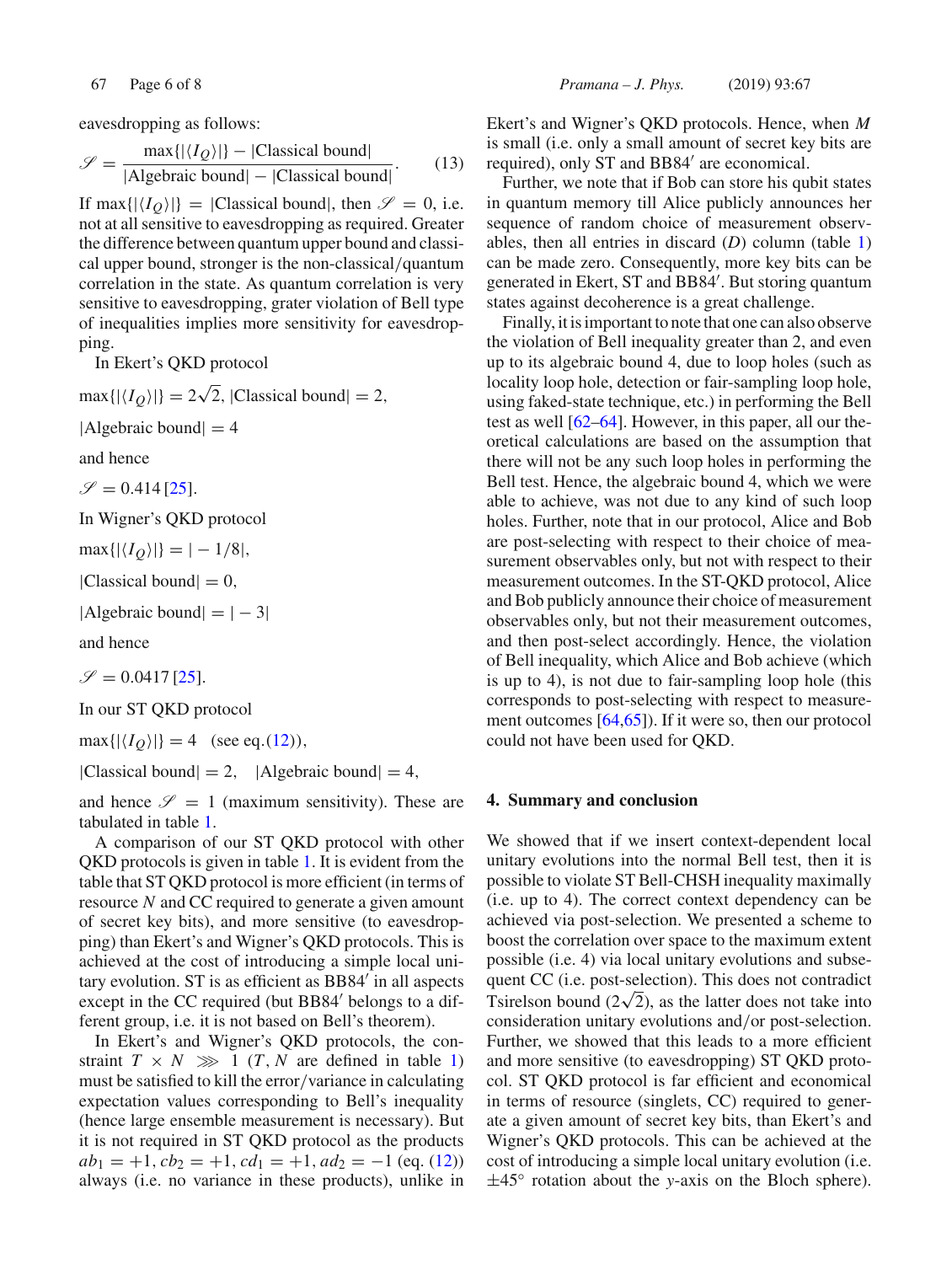eavesdropping as follows:

$$\mathscr{S} = \frac{\max\{|\langle I_Q \rangle|\} - |\text{Classical bound}|}{|\text{Algebraic bound}| - |\text{Classical bound}|}. \tag{13}$$

If $\max\{|\langle I_Q \rangle|\} = |\text{Classical bound}|$, then $\mathscr{S} = 0$, i.e. not at all sensitive to eavesdropping as required. Greater the difference between quantum upper bound and classical upper bound, stronger is the non-classical/quantum correlation in the state. As quantum correlation is very sensitive to eavesdropping, grater violation of Bell type of inequalities implies more sensitivity for eavesdropping.

In Ekert's QKD protocol

$\max\{|\langle I_Q \rangle|\} = 2\sqrt{2}$, $|\text{Classical bound}| = 2$,

$|\text{Algebraic bound}| = 4$

and hence

$\mathscr{S} = 0.414$ [25].

In Wigner's QKD protocol

$\max\{|\langle I_Q \rangle|\} = |-1/8|$,

$|\text{Classical bound}| = 0$,

$|\text{Algebraic bound}| = |-3|$

and hence

$\mathscr{S} = 0.0417$ [25].

In our ST QKD protocol

$\max\{|\langle I_Q \rangle|\} = 4$ (see eq. (12)),

$|\text{Classical bound}| = 2$, $|\text{Algebraic bound}| = 4$,

and hence $\mathscr{S} = 1$ (maximum sensitivity). These are tabulated in table 1.

A comparison of our ST QKD protocol with other QKD protocols is given in table 1. It is evident from the table that ST QKD protocol is more efficient (in terms of resource $N$ and CC required to generate a given amount of secret key bits), and more sensitive (to eavesdropping) than Ekert's and Wigner's QKD protocols. This is achieved at the cost of introducing a simple local unitary evolution. ST is as efficient as BB84′ in all aspects except in the CC required (but BB84′ belongs to a different group, i.e. it is not based on Bell's theorem).

In Ekert's and Wigner's QKD protocols, the constraint $T \times N \ggg 1$ ($T$, $N$ are defined in table 1) must be satisfied to kill the error/variance in calculating expectation values corresponding to Bell's inequality (hence large ensemble measurement is necessary). But it is not required in ST QKD protocol as the products $ab_1 = +1$, $cb_2 = +1$, $cd_1 = +1$, $ad_2 = -1$ (eq. (12)) always (i.e. no variance in these products), unlike in Ekert's and Wigner's QKD protocols. Hence, when $M$ is small (i.e. only a small amount of secret key bits are required), only ST and BB84′ are economical.

Further, we note that if Bob can store his qubit states in quantum memory till Alice publicly announces her sequence of random choice of measurement observables, then all entries in discard ($D$) column (table 1) can be made zero. Consequently, more key bits can be generated in Ekert, ST and BB84′. But storing quantum states against decoherence is a great challenge.

Finally, it is important to note that one can also observe the violation of Bell inequality greater than 2, and even up to its algebraic bound 4, due to loop holes (such as locality loop hole, detection or fair-sampling loop hole, using faked-state technique, etc.) in performing the Bell test as well [62–64]. However, in this paper, all our theoretical calculations are based on the assumption that there will not be any such loop holes in performing the Bell test. Hence, the algebraic bound 4, which we were able to achieve, was not due to any kind of such loop holes. Further, note that in our protocol, Alice and Bob are post-selecting with respect to their choice of measurement observables only, but not with respect to their measurement outcomes. In the ST-QKD protocol, Alice and Bob publicly announce their choice of measurement observables only, but not their measurement outcomes, and then post-select accordingly. Hence, the violation of Bell inequality, which Alice and Bob achieve (which is up to 4), is not due to fair-sampling loop hole (this corresponds to post-selecting with respect to measurement outcomes [64,65]). If it were so, then our protocol could not have been used for QKD.

## 4. Summary and conclusion

We showed that if we insert context-dependent local unitary evolutions into the normal Bell test, then it is possible to violate ST Bell-CHSH inequality maximally (i.e. up to 4). The correct context dependency can be achieved via post-selection. We presented a scheme to boost the correlation over space to the maximum extent possible (i.e. 4) via local unitary evolutions and subsequent CC (i.e. post-selection). This does not contradict Tsirelson bound ($2\sqrt{2}$), as the latter does not take into consideration unitary evolutions and/or post-selection. Further, we showed that this leads to a more efficient and more sensitive (to eavesdropping) ST QKD protocol. ST QKD protocol is far efficient and economical in terms of resource (singlets, CC) required to generate a given amount of secret key bits, than Ekert's and Wigner's QKD protocols. This can be achieved at the cost of introducing a simple local unitary evolution (i.e. $\pm 45°$ rotation about the $y$-axis on the Bloch sphere).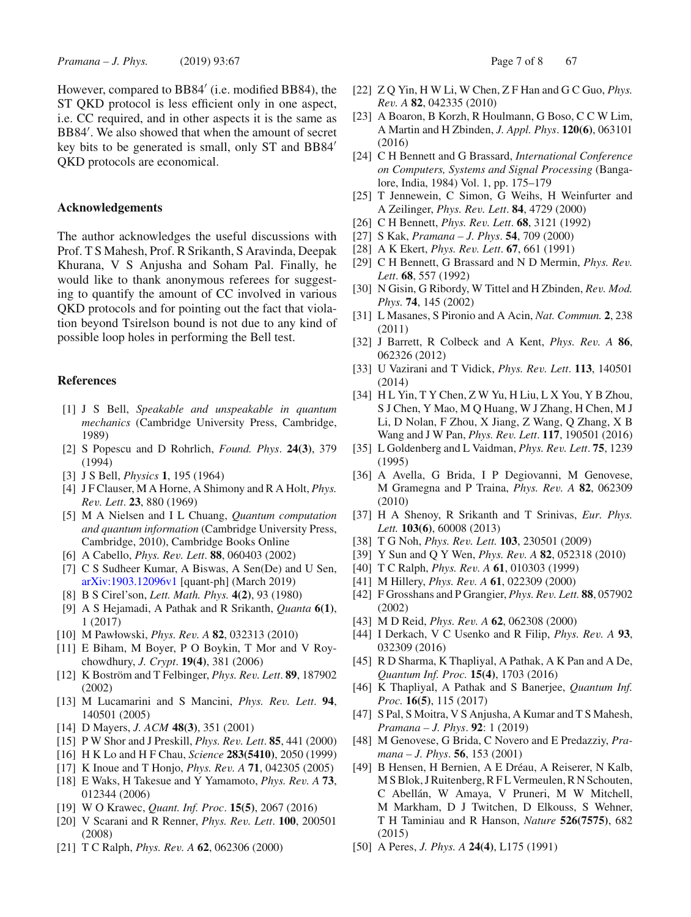However, compared to BB84′ (i.e. modified BB84), the ST QKD protocol is less efficient only in one aspect, i.e. CC required, and in other aspects it is the same as BB84′. We also showed that when the amount of secret key bits to be generated is small, only ST and BB84′ QKD protocols are economical.

## Acknowledgements

The author acknowledges the useful discussions with Prof. T S Mahesh, Prof. R Srikanth, S Aravinda, Deepak Khurana, V S Anjusha and Soham Pal. Finally, he would like to thank anonymous referees for suggesting to quantify the amount of CC involved in various QKD protocols and for pointing out the fact that violation beyond Tsirelson bound is not due to any kind of possible loop holes in performing the Bell test.

## References

[1] J S Bell, *Speakable and unspeakable in quantum mechanics* (Cambridge University Press, Cambridge, 1989)

[2] S Popescu and D Rohrlich, *Found. Phys*. **24(3)**, 379 (1994)

[3] J S Bell, *Physics* **1**, 195 (1964)

[4] J F Clauser, M A Horne, A Shimony and R A Holt, *Phys. Rev. Lett*. **23**, 880 (1969)

[5] M A Nielsen and I L Chuang, *Quantum computation and quantum information* (Cambridge University Press, Cambridge, 2010), Cambridge Books Online

[6] A Cabello, *Phys. Rev. Lett*. **88**, 060403 (2002)

[7] C S Sudheer Kumar, A Biswas, A Sen(De) and U Sen, arXiv:1903.12096v1 [quant-ph] (March 2019)

[8] B S Cirel'son, *Lett. Math. Phys.* **4(2)**, 93 (1980)

[9] A S Hejamadi, A Pathak and R Srikanth, *Quanta* **6(1)**, 1 (2017)

[10] M Pawłowski, *Phys. Rev. A* **82**, 032313 (2010)

[11] E Biham, M Boyer, P O Boykin, T Mor and V Roychowdhury, *J. Crypt*. **19(4)**, 381 (2006)

[12] K Boström and T Felbinger, *Phys. Rev. Lett*. **89**, 187902 (2002)

[13] M Lucamarini and S Mancini, *Phys. Rev. Lett*. **94**, 140501 (2005)

[14] D Mayers, *J. ACM* **48(3)**, 351 (2001)

[15] P W Shor and J Preskill, *Phys. Rev. Lett*. **85**, 441 (2000)

[16] H K Lo and H F Chau, *Science* **283(5410)**, 2050 (1999)

[17] K Inoue and T Honjo, *Phys. Rev. A* **71**, 042305 (2005)

[18] E Waks, H Takesue and Y Yamamoto, *Phys. Rev. A* **73**, 012344 (2006)

[19] W O Krawec, *Quant. Inf. Proc*. **15(5)**, 2067 (2016)

[20] V Scarani and R Renner, *Phys. Rev. Lett*. **100**, 200501 (2008)

[21] T C Ralph, *Phys. Rev. A* **62**, 062306 (2000)

[22] Z Q Yin, H W Li, W Chen, Z F Han and G C Guo, *Phys. Rev. A* **82**, 042335 (2010)

[23] A Boaron, B Korzh, R Houlmann, G Boso, C C W Lim, A Martin and H Zbinden, *J. Appl. Phys*. **120(6)**, 063101 (2016)

[24] C H Bennett and G Brassard, *International Conference on Computers, Systems and Signal Processing* (Bangalore, India, 1984) Vol. 1, pp. 175–179

[25] T Jennewein, C Simon, G Weihs, H Weinfurter and A Zeilinger, *Phys. Rev. Lett*. **84**, 4729 (2000)

[26] C H Bennett, *Phys. Rev. Lett*. **68**, 3121 (1992)

[27] S Kak, *Pramana – J. Phys*. **54**, 709 (2000)

[28] A K Ekert, *Phys. Rev. Lett*. **67**, 661 (1991)

[29] C H Bennett, G Brassard and N D Mermin, *Phys. Rev. Lett*. **68**, 557 (1992)

[30] N Gisin, G Ribordy, W Tittel and H Zbinden, *Rev. Mod. Phys.* **74**, 145 (2002)

[31] L Masanes, S Pironio and A Acin, *Nat. Commun.* **2**, 238 (2011)

[32] J Barrett, R Colbeck and A Kent, *Phys. Rev. A* **86**, 062326 (2012)

[33] U Vazirani and T Vidick, *Phys. Rev. Lett*. **113**, 140501 (2014)

[34] H L Yin, T Y Chen, Z W Yu, H Liu, L X You, Y B Zhou, S J Chen, Y Mao, M Q Huang, W J Zhang, H Chen, M J Li, D Nolan, F Zhou, X Jiang, Z Wang, Q Zhang, X B Wang and J W Pan, *Phys. Rev. Lett*. **117**, 190501 (2016)

[35] L Goldenberg and L Vaidman, *Phys. Rev. Lett*. **75**, 1239 (1995)

[36] A Avella, G Brida, I P Degiovanni, M Genovese, M Gramegna and P Traina, *Phys. Rev. A* **82**, 062309 (2010)

[37] H A Shenoy, R Srikanth and T Srinivas, *Eur. Phys. Lett.* **103(6)**, 60008 (2013)

[38] T G Noh, *Phys. Rev. Lett.* **103**, 230501 (2009)

[39] Y Sun and Q Y Wen, *Phys. Rev. A* **82**, 052318 (2010)

[40] T C Ralph, *Phys. Rev. A* **61**, 010303 (1999)

[41] M Hillery, *Phys. Rev. A* **61**, 022309 (2000)

[42] F Grosshans and P Grangier, *Phys. Rev. Lett.* **88**, 057902 (2002)

[43] M D Reid, *Phys. Rev. A* **62**, 062308 (2000)

[44] I Derkach, V C Usenko and R Filip, *Phys. Rev. A* **93**, 032309 (2016)

[45] R D Sharma, K Thapliyal, A Pathak, A K Pan and A De, *Quantum Inf. Proc.* **15(4)**, 1703 (2016)

[46] K Thapliyal, A Pathak and S Banerjee, *Quantum Inf. Proc.* **16(5)**, 115 (2017)

[47] S Pal, S Moitra, V S Anjusha, A Kumar and T S Mahesh, *Pramana – J. Phys*. **92**: 1 (2019)

[48] M Genovese, G Brida, C Novero and E Predazziy, *Pramana – J. Phys*. **56**, 153 (2001)

[49] B Hensen, H Bernien, A E Dréau, A Reiserer, N Kalb, M S Blok, J Ruitenberg, R F L Vermeulen, R N Schouten, C Abellán, W Amaya, V Pruneri, M W Mitchell, M Markham, D J Twitchen, D Elkouss, S Wehner, T H Taminiau and R Hanson, *Nature* **526(7575)**, 682 (2015)

[50] A Peres, *J. Phys. A* **24(4)**, L175 (1991)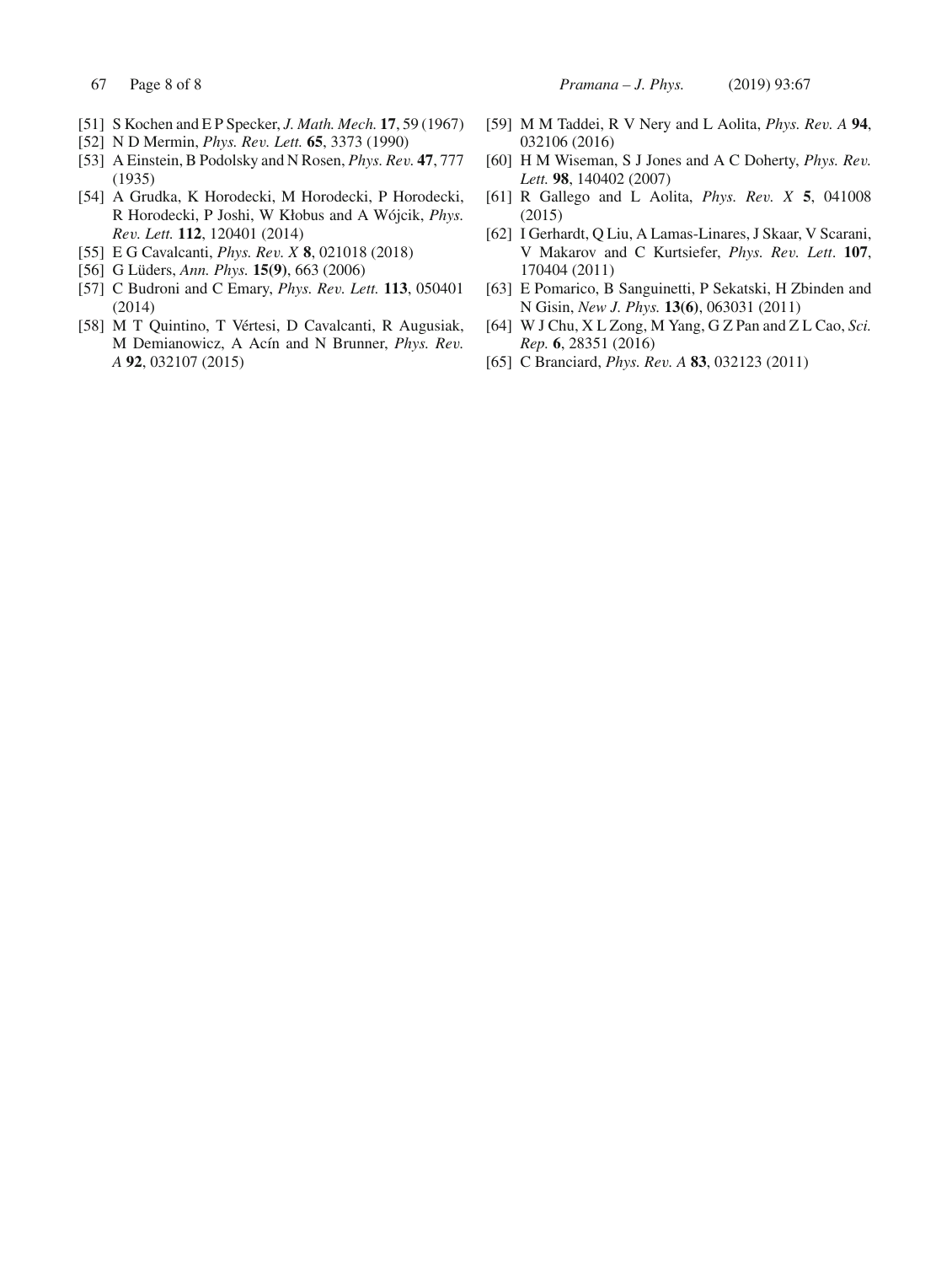[51] S Kochen and E P Specker, *J. Math. Mech.* **17**, 59 (1967)
[52] N D Mermin, *Phys. Rev. Lett.* **65**, 3373 (1990)
[53] A Einstein, B Podolsky and N Rosen, *Phys. Rev.* **47**, 777 (1935)
[54] A Grudka, K Horodecki, M Horodecki, P Horodecki, R Horodecki, P Joshi, W Kłobus and A Wójcik, *Phys. Rev. Lett.* **112**, 120401 (2014)
[55] E G Cavalcanti, *Phys. Rev. X* **8**, 021018 (2018)
[56] G Lüders, *Ann. Phys.* **15(9)**, 663 (2006)
[57] C Budroni and C Emary, *Phys. Rev. Lett.* **113**, 050401 (2014)
[58] M T Quintino, T Vértesi, D Cavalcanti, R Augusiak, M Demianowicz, A Acín and N Brunner, *Phys. Rev. A* **92**, 032107 (2015)
[59] M M Taddei, R V Nery and L Aolita, *Phys. Rev. A* **94**, 032106 (2016)
[60] H M Wiseman, S J Jones and A C Doherty, *Phys. Rev. Lett.* **98**, 140402 (2007)
[61] R Gallego and L Aolita, *Phys. Rev. X* **5**, 041008 (2015)
[62] I Gerhardt, Q Liu, A Lamas-Linares, J Skaar, V Scarani, V Makarov and C Kurtsiefer, *Phys. Rev. Lett*. **107**, 170404 (2011)
[63] E Pomarico, B Sanguinetti, P Sekatski, H Zbinden and N Gisin, *New J. Phys.* **13(6)**, 063031 (2011)
[64] W J Chu, X L Zong, M Yang, G Z Pan and Z L Cao, *Sci. Rep.* **6**, 28351 (2016)
[65] C Branciard, *Phys. Rev. A* **83**, 032123 (2011)